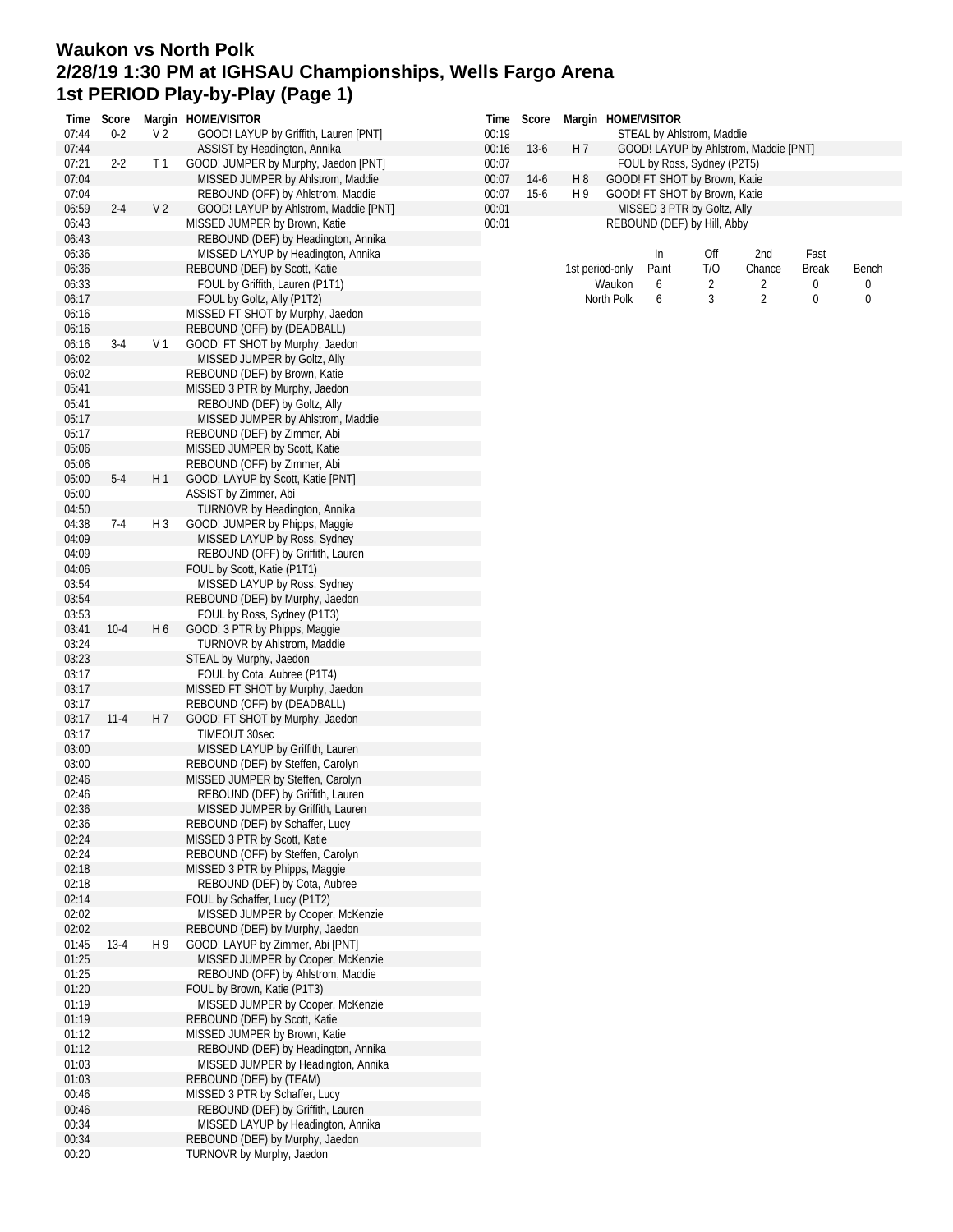# Waukon vs North Polk
## 2/28/19 1:30 PM at IGHSAU Championships, Wells Fargo Arena
## 1st PERIOD Play-by-Play (Page 1)

| Time | Score | Margin | HOME/VISITOR |
|---|---|---|---|
| 07:44 | 0-2 | V 2 | GOOD! LAYUP by Griffith, Lauren [PNT] |
| 07:44 | | | ASSIST by Headington, Annika |
| 07:21 | 2-2 | T 1 | GOOD! JUMPER by Murphy, Jaedon [PNT] |
| 07:04 | | | MISSED JUMPER by Ahlstrom, Maddie |
| 07:04 | | | REBOUND (OFF) by Ahlstrom, Maddie |
| 06:59 | 2-4 | V 2 | GOOD! LAYUP by Ahlstrom, Maddie [PNT] |
| 06:43 | | | MISSED JUMPER by Brown, Katie |
| 06:43 | | | REBOUND (DEF) by Headington, Annika |
| 06:36 | | | MISSED LAYUP by Headington, Annika |
| 06:36 | | | REBOUND (DEF) by Scott, Katie |
| 06:33 | | | FOUL by Griffith, Lauren (P1T1) |
| 06:17 | | | FOUL by Goltz, Ally (P1T2) |
| 06:16 | | | MISSED FT SHOT by Murphy, Jaedon |
| 06:16 | | | REBOUND (OFF) by (DEADBALL) |
| 06:16 | 3-4 | V 1 | GOOD! FT SHOT by Murphy, Jaedon |
| 06:02 | | | MISSED JUMPER by Goltz, Ally |
| 06:02 | | | REBOUND (DEF) by Brown, Katie |
| 05:41 | | | MISSED 3 PTR by Murphy, Jaedon |
| 05:41 | | | REBOUND (DEF) by Goltz, Ally |
| 05:17 | | | MISSED JUMPER by Ahlstrom, Maddie |
| 05:17 | | | REBOUND (DEF) by Zimmer, Abi |
| 05:06 | | | MISSED JUMPER by Scott, Katie |
| 05:06 | | | REBOUND (OFF) by Zimmer, Abi |
| 05:00 | 5-4 | H 1 | GOOD! LAYUP by Scott, Katie [PNT] |
| 05:00 | | | ASSIST by Zimmer, Abi |
| 04:50 | | | TURNOVR by Headington, Annika |
| 04:38 | 7-4 | H 3 | GOOD! JUMPER by Phipps, Maggie |
| 04:09 | | | MISSED LAYUP by Ross, Sydney |
| 04:09 | | | REBOUND (OFF) by Griffith, Lauren |
| 04:06 | | | FOUL by Scott, Katie (P1T1) |
| 03:54 | | | MISSED LAYUP by Ross, Sydney |
| 03:54 | | | REBOUND (DEF) by Murphy, Jaedon |
| 03:53 | | | FOUL by Ross, Sydney (P1T3) |
| 03:41 | 10-4 | H 6 | GOOD! 3 PTR by Phipps, Maggie |
| 03:24 | | | TURNOVR by Ahlstrom, Maddie |
| 03:23 | | | STEAL by Murphy, Jaedon |
| 03:17 | | | FOUL by Cota, Aubree (P1T4) |
| 03:17 | | | MISSED FT SHOT by Murphy, Jaedon |
| 03:17 | | | REBOUND (OFF) by (DEADBALL) |
| 03:17 | 11-4 | H 7 | GOOD! FT SHOT by Murphy, Jaedon |
| 03:17 | | | TIMEOUT 30sec |
| 03:00 | | | MISSED LAYUP by Griffith, Lauren |
| 03:00 | | | REBOUND (DEF) by Steffen, Carolyn |
| 02:46 | | | MISSED JUMPER by Steffen, Carolyn |
| 02:46 | | | REBOUND (DEF) by Griffith, Lauren |
| 02:36 | | | MISSED JUMPER by Griffith, Lauren |
| 02:36 | | | REBOUND (DEF) by Schaffer, Lucy |
| 02:24 | | | MISSED 3 PTR by Scott, Katie |
| 02:24 | | | REBOUND (OFF) by Steffen, Carolyn |
| 02:18 | | | MISSED 3 PTR by Phipps, Maggie |
| 02:18 | | | REBOUND (DEF) by Cota, Aubree |
| 02:14 | | | FOUL by Schaffer, Lucy (P1T2) |
| 02:02 | | | MISSED JUMPER by Cooper, McKenzie |
| 02:02 | | | REBOUND (DEF) by Murphy, Jaedon |
| 01:45 | 13-4 | H 9 | GOOD! LAYUP by Zimmer, Abi [PNT] |
| 01:25 | | | MISSED JUMPER by Cooper, McKenzie |
| 01:25 | | | REBOUND (OFF) by Ahlstrom, Maddie |
| 01:20 | | | FOUL by Brown, Katie (P1T3) |
| 01:19 | | | MISSED JUMPER by Cooper, McKenzie |
| 01:19 | | | REBOUND (DEF) by Scott, Katie |
| 01:12 | | | MISSED JUMPER by Brown, Katie |
| 01:12 | | | REBOUND (DEF) by Headington, Annika |
| 01:03 | | | MISSED JUMPER by Headington, Annika |
| 01:03 | | | REBOUND (DEF) by (TEAM) |
| 00:46 | | | MISSED 3 PTR by Schaffer, Lucy |
| 00:46 | | | REBOUND (DEF) by Griffith, Lauren |
| 00:34 | | | MISSED LAYUP by Headington, Annika |
| 00:34 | | | REBOUND (DEF) by Murphy, Jaedon |
| 00:20 | | | TURNOVR by Murphy, Jaedon |
| 00:19 | | | STEAL by Ahlstrom, Maddie |
| 00:16 | 13-6 | H 7 | GOOD! LAYUP by Ahlstrom, Maddie [PNT] |
| 00:07 | | | FOUL by Ross, Sydney (P2T5) |
| 00:07 | 14-6 | H 8 | GOOD! FT SHOT by Brown, Katie |
| 00:07 | 15-6 | H 9 | GOOD! FT SHOT by Brown, Katie |
| 00:01 | | | MISSED 3 PTR by Goltz, Ally |
| 00:01 | | | REBOUND (DEF) by Hill, Abby |

| 1st period-only | In Paint | Off T/O | 2nd Chance | Fast Break | Bench |
|---|---|---|---|---|---|
| Waukon | 6 | 2 | 2 | 0 | 0 |
| North Polk | 6 | 3 | 2 | 0 | 0 |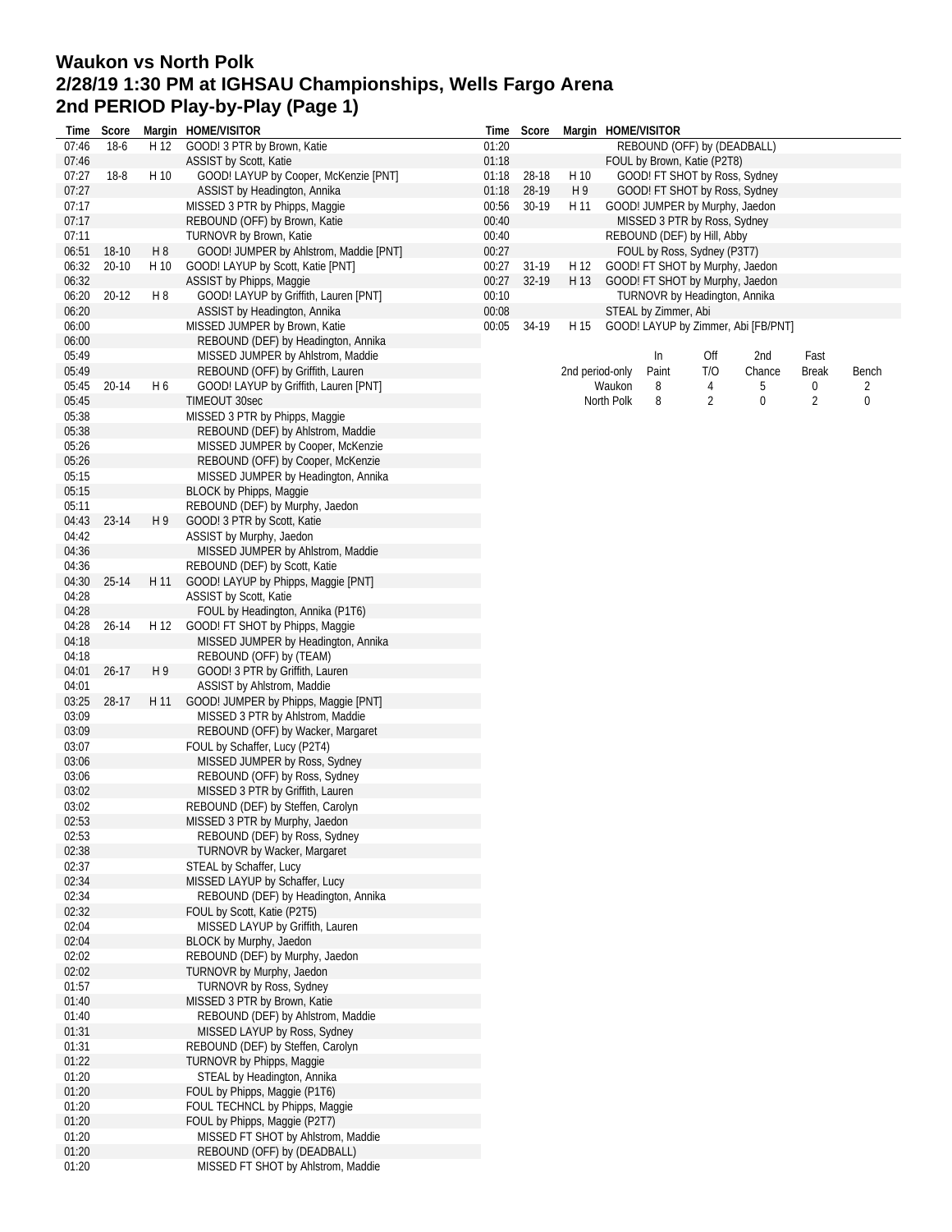# Waukon vs North Polk
# 2/28/19 1:30 PM at IGHSAU Championships, Wells Fargo Arena
# 2nd PERIOD Play-by-Play (Page 1)

| Time | Score | Margin | HOME/VISITOR |
|---|---|---|---|
| 07:46 | 18-6 | H 12 | GOOD! 3 PTR by Brown, Katie |
| 07:46 | | | ASSIST by Scott, Katie |
| 07:27 | 18-8 | H 10 | GOOD! LAYUP by Cooper, McKenzie [PNT] |
| 07:27 | | | ASSIST by Headington, Annika |
| 07:17 | | | MISSED 3 PTR by Phipps, Maggie |
| 07:17 | | | REBOUND (OFF) by Brown, Katie |
| 07:11 | | | TURNOVR by Brown, Katie |
| 06:51 | 18-10 | H 8 | GOOD! JUMPER by Ahlstrom, Maddie [PNT] |
| 06:32 | 20-10 | H 10 | GOOD! LAYUP by Scott, Katie [PNT] |
| 06:32 | | | ASSIST by Phipps, Maggie |
| 06:20 | 20-12 | H 8 | GOOD! LAYUP by Griffith, Lauren [PNT] |
| 06:20 | | | ASSIST by Headington, Annika |
| 06:00 | | | MISSED JUMPER by Brown, Katie |
| 06:00 | | | REBOUND (DEF) by Headington, Annika |
| 05:49 | | | MISSED JUMPER by Ahlstrom, Maddie |
| 05:49 | | | REBOUND (OFF) by Griffith, Lauren |
| 05:45 | 20-14 | H 6 | GOOD! LAYUP by Griffith, Lauren [PNT] |
| 05:45 | | | TIMEOUT 30sec |
| 05:38 | | | MISSED 3 PTR by Phipps, Maggie |
| 05:38 | | | REBOUND (DEF) by Ahlstrom, Maddie |
| 05:26 | | | MISSED JUMPER by Cooper, McKenzie |
| 05:26 | | | REBOUND (OFF) by Cooper, McKenzie |
| 05:15 | | | MISSED JUMPER by Headington, Annika |
| 05:15 | | | BLOCK by Phipps, Maggie |
| 05:11 | | | REBOUND (DEF) by Murphy, Jaedon |
| 04:43 | 23-14 | H 9 | GOOD! 3 PTR by Scott, Katie |
| 04:42 | | | ASSIST by Murphy, Jaedon |
| 04:36 | | | MISSED JUMPER by Ahlstrom, Maddie |
| 04:36 | | | REBOUND (DEF) by Scott, Katie |
| 04:30 | 25-14 | H 11 | GOOD! LAYUP by Phipps, Maggie [PNT] |
| 04:28 | | | ASSIST by Scott, Katie |
| 04:28 | | | FOUL by Headington, Annika (P1T6) |
| 04:28 | 26-14 | H 12 | GOOD! FT SHOT by Phipps, Maggie |
| 04:18 | | | MISSED JUMPER by Headington, Annika |
| 04:18 | | | REBOUND (OFF) by (TEAM) |
| 04:01 | 26-17 | H 9 | GOOD! 3 PTR by Griffith, Lauren |
| 04:01 | | | ASSIST by Ahlstrom, Maddie |
| 03:25 | 28-17 | H 11 | GOOD! JUMPER by Phipps, Maggie [PNT] |
| 03:09 | | | MISSED 3 PTR by Ahlstrom, Maddie |
| 03:09 | | | REBOUND (OFF) by Wacker, Margaret |
| 03:07 | | | FOUL by Schaffer, Lucy (P2T4) |
| 03:06 | | | MISSED JUMPER by Ross, Sydney |
| 03:06 | | | REBOUND (OFF) by Ross, Sydney |
| 03:02 | | | MISSED 3 PTR by Griffith, Lauren |
| 03:02 | | | REBOUND (DEF) by Steffen, Carolyn |
| 02:53 | | | MISSED 3 PTR by Murphy, Jaedon |
| 02:53 | | | REBOUND (DEF) by Ross, Sydney |
| 02:38 | | | TURNOVR by Wacker, Margaret |
| 02:37 | | | STEAL by Schaffer, Lucy |
| 02:34 | | | MISSED LAYUP by Schaffer, Lucy |
| 02:34 | | | REBOUND (DEF) by Headington, Annika |
| 02:32 | | | FOUL by Scott, Katie (P2T5) |
| 02:04 | | | MISSED LAYUP by Griffith, Lauren |
| 02:04 | | | BLOCK by Murphy, Jaedon |
| 02:02 | | | REBOUND (DEF) by Murphy, Jaedon |
| 02:02 | | | TURNOVR by Murphy, Jaedon |
| 01:57 | | | TURNOVR by Ross, Sydney |
| 01:40 | | | MISSED 3 PTR by Brown, Katie |
| 01:40 | | | REBOUND (DEF) by Ahlstrom, Maddie |
| 01:31 | | | MISSED LAYUP by Ross, Sydney |
| 01:31 | | | REBOUND (DEF) by Steffen, Carolyn |
| 01:22 | | | TURNOVR by Phipps, Maggie |
| 01:20 | | | STEAL by Headington, Annika |
| 01:20 | | | FOUL by Phipps, Maggie (P1T6) |
| 01:20 | | | FOUL TECHNCL by Phipps, Maggie |
| 01:20 | | | FOUL by Phipps, Maggie (P2T7) |
| 01:20 | | | MISSED FT SHOT by Ahlstrom, Maddie |
| 01:20 | | | REBOUND (OFF) by (DEADBALL) |
| 01:20 | | | MISSED FT SHOT by Ahlstrom, Maddie |
| 01:20 | | | REBOUND (OFF) by (DEADBALL) |
| 01:18 | | | FOUL by Brown, Katie (P2T8) |
| 01:18 | 28-18 | H 10 | GOOD! FT SHOT by Ross, Sydney |
| 01:18 | 28-19 | H 9 | GOOD! FT SHOT by Ross, Sydney |
| 00:56 | 30-19 | H 11 | GOOD! JUMPER by Murphy, Jaedon |
| 00:40 | | | MISSED 3 PTR by Ross, Sydney |
| 00:40 | | | REBOUND (DEF) by Hill, Abby |
| 00:27 | | | FOUL by Ross, Sydney (P3T7) |
| 00:27 | 31-19 | H 12 | GOOD! FT SHOT by Murphy, Jaedon |
| 00:27 | 32-19 | H 13 | GOOD! FT SHOT by Murphy, Jaedon |
| 00:10 | | | TURNOVR by Headington, Annika |
| 00:08 | | | STEAL by Zimmer, Abi |
| 00:05 | 34-19 | H 15 | GOOD! LAYUP by Zimmer, Abi [FB/PNT] |

| 2nd period-only | In Paint | Off T/O | 2nd Chance | Fast Break | Bench |
|---|---|---|---|---|---|
| Waukon | 8 | 4 | 5 | 0 | 2 |
| North Polk | 8 | 2 | 0 | 2 | 0 |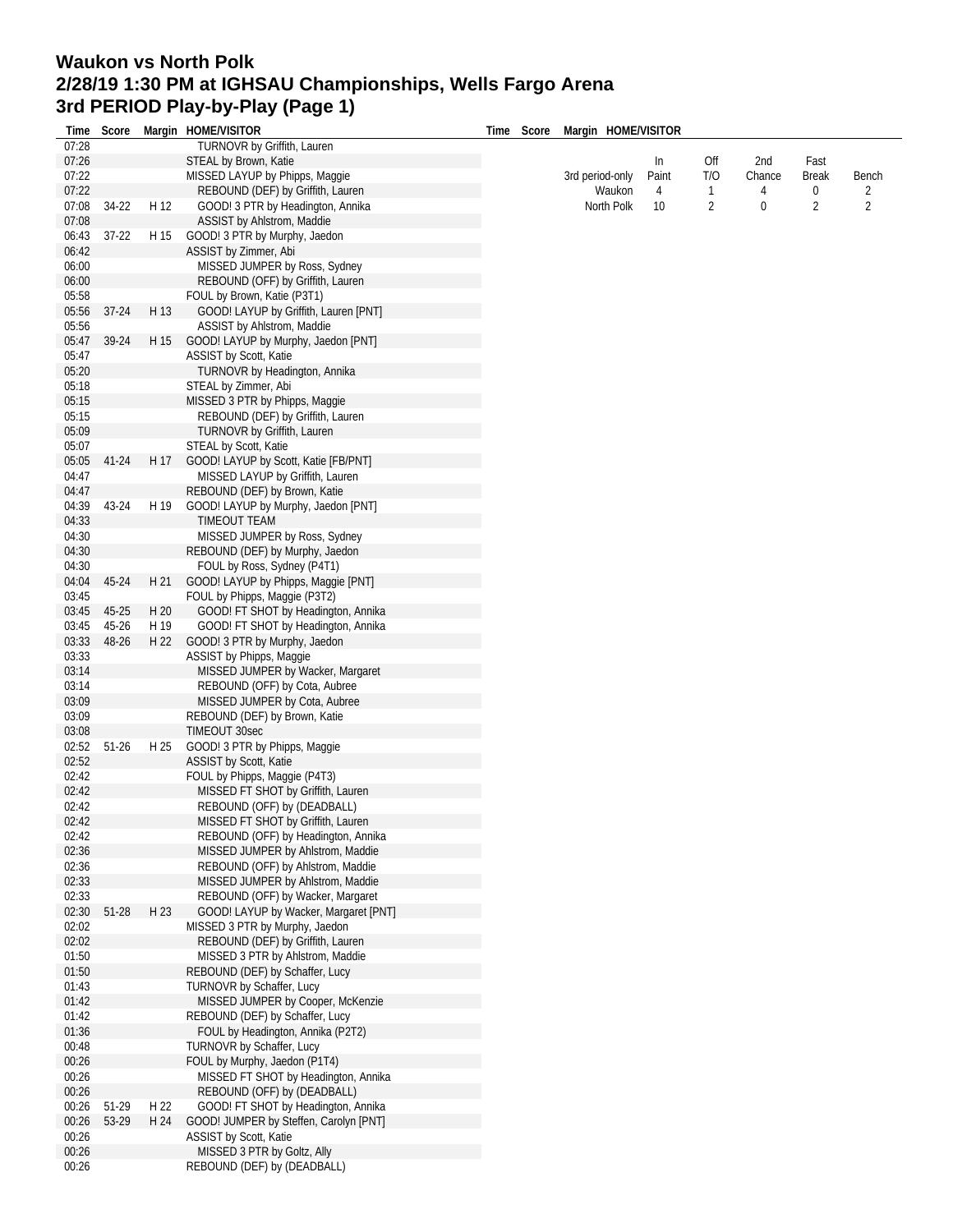# Waukon vs North Polk
## 2/28/19 1:30 PM at IGHSAU Championships, Wells Fargo Arena
## 3rd PERIOD Play-by-Play (Page 1)

| Time | Score | Margin | HOME/VISITOR |
|---|---|---|---|
| 07:28 | | | TURNOVR by Griffith, Lauren |
| 07:26 | | | STEAL by Brown, Katie |
| 07:22 | | | MISSED LAYUP by Phipps, Maggie |
| 07:22 | | | REBOUND (DEF) by Griffith, Lauren |
| 07:08 | 34-22 | H 12 | GOOD! 3 PTR by Headington, Annika |
| 07:08 | | | ASSIST by Ahlstrom, Maddie |
| 06:43 | 37-22 | H 15 | GOOD! 3 PTR by Murphy, Jaedon |
| 06:42 | | | ASSIST by Zimmer, Abi |
| 06:00 | | | MISSED JUMPER by Ross, Sydney |
| 06:00 | | | REBOUND (OFF) by Griffith, Lauren |
| 05:58 | | | FOUL by Brown, Katie (P3T1) |
| 05:56 | 37-24 | H 13 | GOOD! LAYUP by Griffith, Lauren [PNT] |
| 05:56 | | | ASSIST by Ahlstrom, Maddie |
| 05:47 | 39-24 | H 15 | GOOD! LAYUP by Murphy, Jaedon [PNT] |
| 05:47 | | | ASSIST by Scott, Katie |
| 05:20 | | | TURNOVR by Headington, Annika |
| 05:18 | | | STEAL by Zimmer, Abi |
| 05:15 | | | MISSED 3 PTR by Phipps, Maggie |
| 05:15 | | | REBOUND (DEF) by Griffith, Lauren |
| 05:09 | | | TURNOVR by Griffith, Lauren |
| 05:07 | | | STEAL by Scott, Katie |
| 05:05 | 41-24 | H 17 | GOOD! LAYUP by Scott, Katie [FB/PNT] |
| 04:47 | | | MISSED LAYUP by Griffith, Lauren |
| 04:47 | | | REBOUND (DEF) by Brown, Katie |
| 04:39 | 43-24 | H 19 | GOOD! LAYUP by Murphy, Jaedon [PNT] |
| 04:33 | | | TIMEOUT TEAM |
| 04:30 | | | MISSED JUMPER by Ross, Sydney |
| 04:30 | | | REBOUND (DEF) by Murphy, Jaedon |
| 04:30 | | | FOUL by Ross, Sydney (P4T1) |
| 04:04 | 45-24 | H 21 | GOOD! LAYUP by Phipps, Maggie [PNT] |
| 03:45 | | | FOUL by Phipps, Maggie (P3T2) |
| 03:45 | 45-25 | H 20 | GOOD! FT SHOT by Headington, Annika |
| 03:45 | 45-26 | H 19 | GOOD! FT SHOT by Headington, Annika |
| 03:33 | 48-26 | H 22 | GOOD! 3 PTR by Murphy, Jaedon |
| 03:33 | | | ASSIST by Phipps, Maggie |
| 03:14 | | | MISSED JUMPER by Wacker, Margaret |
| 03:14 | | | REBOUND (OFF) by Cota, Aubree |
| 03:09 | | | MISSED JUMPER by Cota, Aubree |
| 03:09 | | | REBOUND (DEF) by Brown, Katie |
| 03:08 | | | TIMEOUT 30sec |
| 02:52 | 51-26 | H 25 | GOOD! 3 PTR by Phipps, Maggie |
| 02:52 | | | ASSIST by Scott, Katie |
| 02:42 | | | FOUL by Phipps, Maggie (P4T3) |
| 02:42 | | | MISSED FT SHOT by Griffith, Lauren |
| 02:42 | | | REBOUND (OFF) by (DEADBALL) |
| 02:42 | | | MISSED FT SHOT by Griffith, Lauren |
| 02:42 | | | REBOUND (OFF) by Headington, Annika |
| 02:36 | | | MISSED JUMPER by Ahlstrom, Maddie |
| 02:36 | | | REBOUND (OFF) by Ahlstrom, Maddie |
| 02:33 | | | MISSED JUMPER by Ahlstrom, Maddie |
| 02:33 | | | REBOUND (OFF) by Wacker, Margaret |
| 02:30 | 51-28 | H 23 | GOOD! LAYUP by Wacker, Margaret [PNT] |
| 02:02 | | | MISSED 3 PTR by Murphy, Jaedon |
| 02:02 | | | REBOUND (DEF) by Griffith, Lauren |
| 01:50 | | | MISSED 3 PTR by Ahlstrom, Maddie |
| 01:50 | | | REBOUND (DEF) by Schaffer, Lucy |
| 01:43 | | | TURNOVR by Schaffer, Lucy |
| 01:42 | | | MISSED JUMPER by Cooper, McKenzie |
| 01:42 | | | REBOUND (DEF) by Schaffer, Lucy |
| 01:36 | | | FOUL by Headington, Annika (P2T2) |
| 00:48 | | | TURNOVR by Schaffer, Lucy |
| 00:26 | | | FOUL by Murphy, Jaedon (P1T4) |
| 00:26 | | | MISSED FT SHOT by Headington, Annika |
| 00:26 | | | REBOUND (OFF) by (DEADBALL) |
| 00:26 | 51-29 | H 22 | GOOD! FT SHOT by Headington, Annika |
| 00:26 | 53-29 | H 24 | GOOD! JUMPER by Steffen, Carolyn [PNT] |
| 00:26 | | | ASSIST by Scott, Katie |
| 00:26 | | | MISSED 3 PTR by Goltz, Ally |
| 00:26 | | | REBOUND (DEF) by (DEADBALL) |

| 3rd period-only | In Paint | Off T/O | 2nd Chance | Fast Break | Bench |
|---|---|---|---|---|---|
| Waukon | 4 | 1 | 4 | 0 | 2 |
| North Polk | 10 | 2 | 0 | 2 | 2 |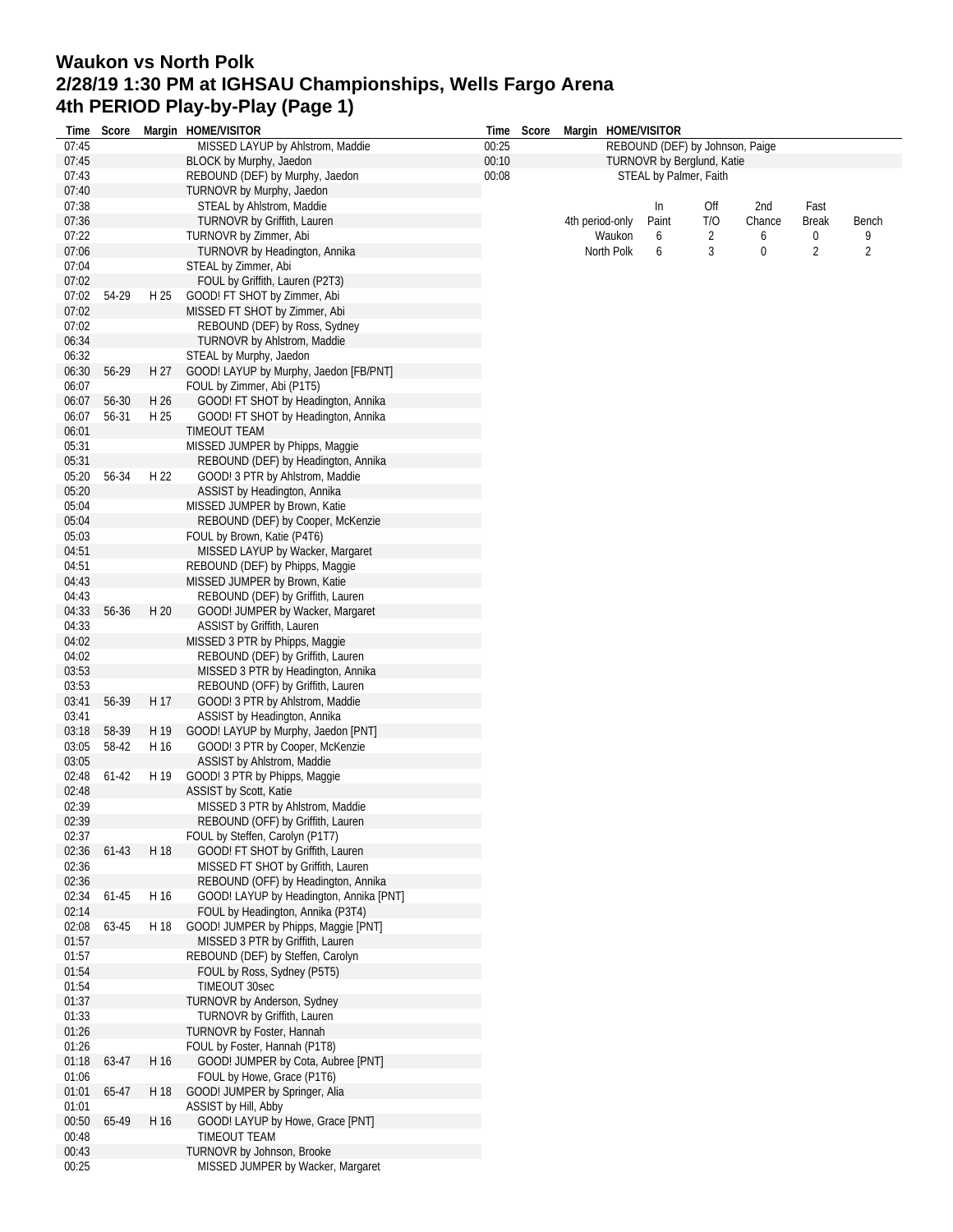# Waukon vs North Polk
# 2/28/19 1:30 PM at IGHSAU Championships, Wells Fargo Arena
# 4th PERIOD Play-by-Play (Page 1)

| Time | Score | Margin | HOME/VISITOR |
|---|---|---|---|
| 07:45 | | | MISSED LAYUP by Ahlstrom, Maddie |
| 07:45 | | | BLOCK by Murphy, Jaedon |
| 07:43 | | | REBOUND (DEF) by Murphy, Jaedon |
| 07:40 | | | TURNOVR by Murphy, Jaedon |
| 07:38 | | | STEAL by Ahlstrom, Maddie |
| 07:36 | | | TURNOVR by Griffith, Lauren |
| 07:22 | | | TURNOVR by Zimmer, Abi |
| 07:06 | | | TURNOVR by Headington, Annika |
| 07:04 | | | STEAL by Zimmer, Abi |
| 07:02 | | | FOUL by Griffith, Lauren (P2T3) |
| 07:02 | 54-29 | H 25 | GOOD! FT SHOT by Zimmer, Abi |
| 07:02 | | | MISSED FT SHOT by Zimmer, Abi |
| 07:02 | | | REBOUND (DEF) by Ross, Sydney |
| 06:34 | | | TURNOVR by Ahlstrom, Maddie |
| 06:32 | | | STEAL by Murphy, Jaedon |
| 06:30 | 56-29 | H 27 | GOOD! LAYUP by Murphy, Jaedon [FB/PNT] |
| 06:07 | | | FOUL by Zimmer, Abi (P1T5) |
| 06:07 | 56-30 | H 26 | GOOD! FT SHOT by Headington, Annika |
| 06:07 | 56-31 | H 25 | GOOD! FT SHOT by Headington, Annika |
| 06:01 | | | TIMEOUT TEAM |
| 05:31 | | | MISSED JUMPER by Phipps, Maggie |
| 05:31 | | | REBOUND (DEF) by Headington, Annika |
| 05:20 | 56-34 | H 22 | GOOD! 3 PTR by Ahlstrom, Maddie |
| 05:20 | | | ASSIST by Headington, Annika |
| 05:04 | | | MISSED JUMPER by Brown, Katie |
| 05:04 | | | REBOUND (DEF) by Cooper, McKenzie |
| 05:03 | | | FOUL by Brown, Katie (P4T6) |
| 04:51 | | | MISSED LAYUP by Wacker, Margaret |
| 04:51 | | | REBOUND (DEF) by Phipps, Maggie |
| 04:43 | | | MISSED JUMPER by Brown, Katie |
| 04:43 | | | REBOUND (DEF) by Griffith, Lauren |
| 04:33 | 56-36 | H 20 | GOOD! JUMPER by Wacker, Margaret |
| 04:33 | | | ASSIST by Griffith, Lauren |
| 04:02 | | | MISSED 3 PTR by Phipps, Maggie |
| 04:02 | | | REBOUND (DEF) by Griffith, Lauren |
| 03:53 | | | MISSED 3 PTR by Headington, Annika |
| 03:53 | | | REBOUND (OFF) by Griffith, Lauren |
| 03:41 | 56-39 | H 17 | GOOD! 3 PTR by Ahlstrom, Maddie |
| 03:41 | | | ASSIST by Headington, Annika |
| 03:18 | 58-39 | H 19 | GOOD! LAYUP by Murphy, Jaedon [PNT] |
| 03:05 | 58-42 | H 16 | GOOD! 3 PTR by Cooper, McKenzie |
| 03:05 | | | ASSIST by Ahlstrom, Maddie |
| 02:48 | 61-42 | H 19 | GOOD! 3 PTR by Phipps, Maggie |
| 02:48 | | | ASSIST by Scott, Katie |
| 02:39 | | | MISSED 3 PTR by Ahlstrom, Maddie |
| 02:39 | | | REBOUND (OFF) by Griffith, Lauren |
| 02:37 | | | FOUL by Steffen, Carolyn (P1T7) |
| 02:36 | 61-43 | H 18 | GOOD! FT SHOT by Griffith, Lauren |
| 02:36 | | | MISSED FT SHOT by Griffith, Lauren |
| 02:36 | | | REBOUND (OFF) by Headington, Annika |
| 02:34 | 61-45 | H 16 | GOOD! LAYUP by Headington, Annika [PNT] |
| 02:14 | | | FOUL by Headington, Annika (P3T4) |
| 02:08 | 63-45 | H 18 | GOOD! JUMPER by Phipps, Maggie [PNT] |
| 01:57 | | | MISSED 3 PTR by Griffith, Lauren |
| 01:57 | | | REBOUND (DEF) by Steffen, Carolyn |
| 01:54 | | | FOUL by Ross, Sydney (P5T5) |
| 01:54 | | | TIMEOUT 30sec |
| 01:37 | | | TURNOVR by Anderson, Sydney |
| 01:33 | | | TURNOVR by Griffith, Lauren |
| 01:26 | | | TURNOVR by Foster, Hannah |
| 01:26 | | | FOUL by Foster, Hannah (P1T8) |
| 01:18 | 63-47 | H 16 | GOOD! JUMPER by Cota, Aubree [PNT] |
| 01:06 | | | FOUL by Howe, Grace (P1T6) |
| 01:01 | 65-47 | H 18 | GOOD! JUMPER by Springer, Alia |
| 01:01 | | | ASSIST by Hill, Abby |
| 00:50 | 65-49 | H 16 | GOOD! LAYUP by Howe, Grace [PNT] |
| 00:48 | | | TIMEOUT TEAM |
| 00:43 | | | TURNOVR by Johnson, Brooke |
| 00:25 | | | MISSED JUMPER by Wacker, Margaret |
| 00:25 | | | REBOUND (DEF) by Johnson, Paige |
| 00:10 | | | TURNOVR by Berglund, Katie |
| 00:08 | | | STEAL by Palmer, Faith |

| 4th period-only | In Paint | Off T/O | 2nd Chance | Fast Break | Bench |
|---|---|---|---|---|---|
| Waukon | 6 | 2 | 6 | 0 | 9 |
| North Polk | 6 | 3 | 0 | 2 | 2 |